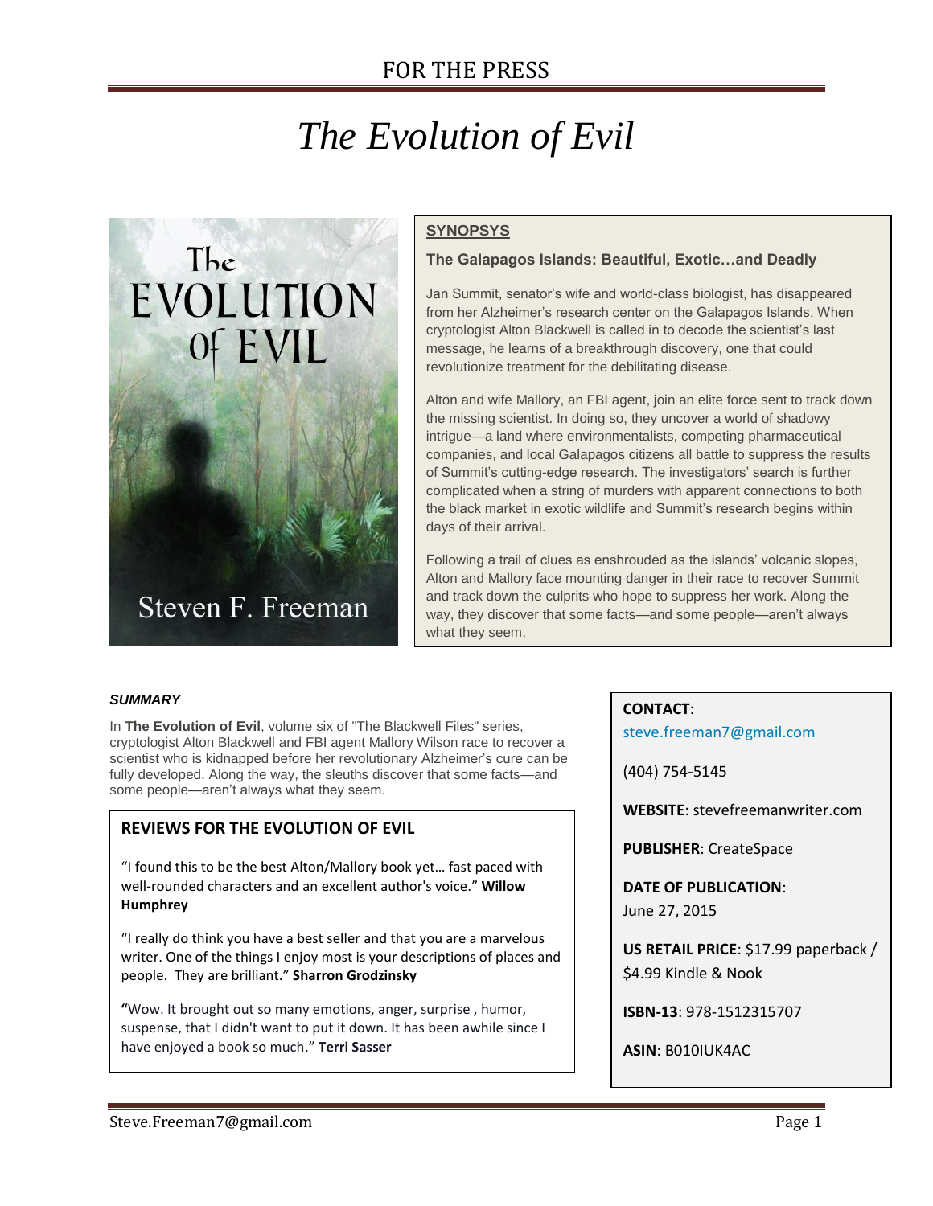FOR THE PRESS

# *The Evolution of Evil*

## SYNOPSYS

**The Galapagos Islands: Beautiful, Exotic…and Deadly**

Jan Summit, senator's wife and world-class biologist, has disappeared from her Alzheimer's research center on the Galapagos Islands. When cryptologist Alton Blackwell is called in to decode the scientist's last message, he learns of a breakthrough discovery, one that could revolutionize treatment for the debilitating disease.

Alton and wife Mallory, an FBI agent, join an elite force sent to track down the missing scientist. In doing so, they uncover a world of shadowy intrigue—a land where environmentalists, competing pharmaceutical companies, and local Galapagos citizens all battle to suppress the results of Summit's cutting-edge research. The investigators' search is further complicated when a string of murders with apparent connections to both the black market in exotic wildlife and Summit's research begins within days of their arrival.

Following a trail of clues as enshrouded as the islands' volcanic slopes, Alton and Mallory face mounting danger in their race to recover Summit and track down the culprits who hope to suppress her work. Along the way, they discover that some facts—and some people—aren't always what they seem.

### *SUMMARY*

In **The Evolution of Evil**, volume six of "The Blackwell Files" series, cryptologist Alton Blackwell and FBI agent Mallory Wilson race to recover a scientist who is kidnapped before her revolutionary Alzheimer's cure can be fully developed. Along the way, the sleuths discover that some facts—and some people—aren't always what they seem.

## REVIEWS FOR THE EVOLUTION OF EVIL

"I found this to be the best Alton/Mallory book yet… fast paced with well-rounded characters and an excellent author's voice." **Willow Humphrey**

"I really do think you have a best seller and that you are a marvelous writer. One of the things I enjoy most is your descriptions of places and people. They are brilliant." **Sharron Grodzinsky**

"Wow. It brought out so many emotions, anger, surprise , humor, suspense, that I didn't want to put it down. It has been awhile since I have enjoyed a book so much." **Terri Sasser**

**CONTACT**:
steve.freeman7@gmail.com

(404) 754-5145

**WEBSITE**: stevefreemanwriter.com

**PUBLISHER**: CreateSpace

**DATE OF PUBLICATION**: June 27, 2015

**US RETAIL PRICE**: $17.99 paperback / $4.99 Kindle & Nook

**ISBN-13**: 978-1512315707

**ASIN**: B010IUK4AC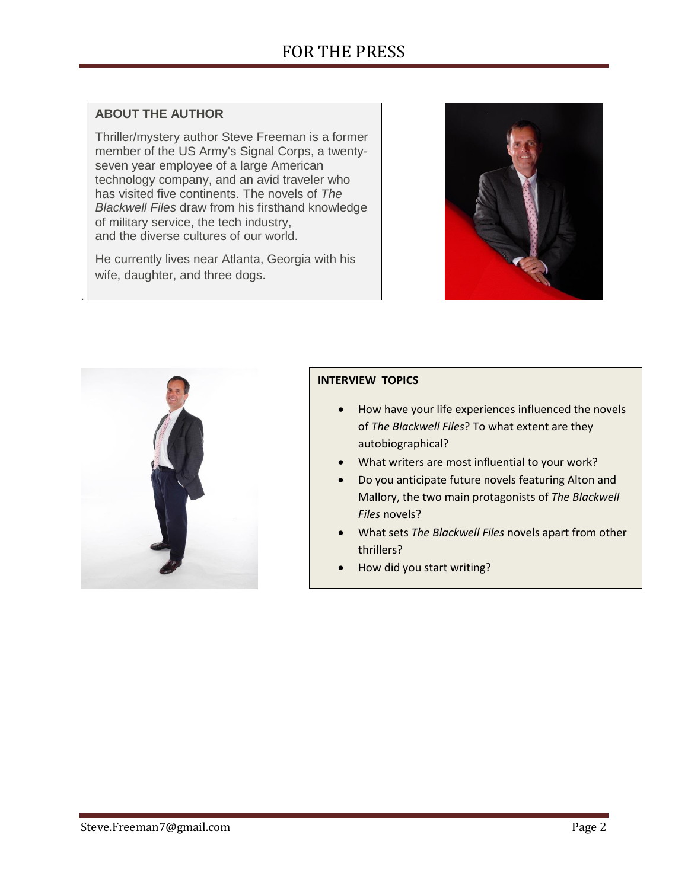# FOR THE PRESS

## ABOUT THE AUTHOR

Thriller/mystery author Steve Freeman is a former member of the US Army's Signal Corps, a twenty-seven year employee of a large American technology company, and an avid traveler who has visited five continents. The novels of *The Blackwell Files* draw from his firsthand knowledge of military service, the tech industry, and the diverse cultures of our world.

He currently lives near Atlanta, Georgia with his wife, daughter, and three dogs.

## INTERVIEW TOPICS

- How have your life experiences influenced the novels of *The Blackwell Files*? To what extent are they autobiographical?
- What writers are most influential to your work?
- Do you anticipate future novels featuring Alton and Mallory, the two main protagonists of *The Blackwell Files* novels?
- What sets *The Blackwell Files* novels apart from other thrillers?
- How did you start writing?

Steve.Freeman7@gmail.com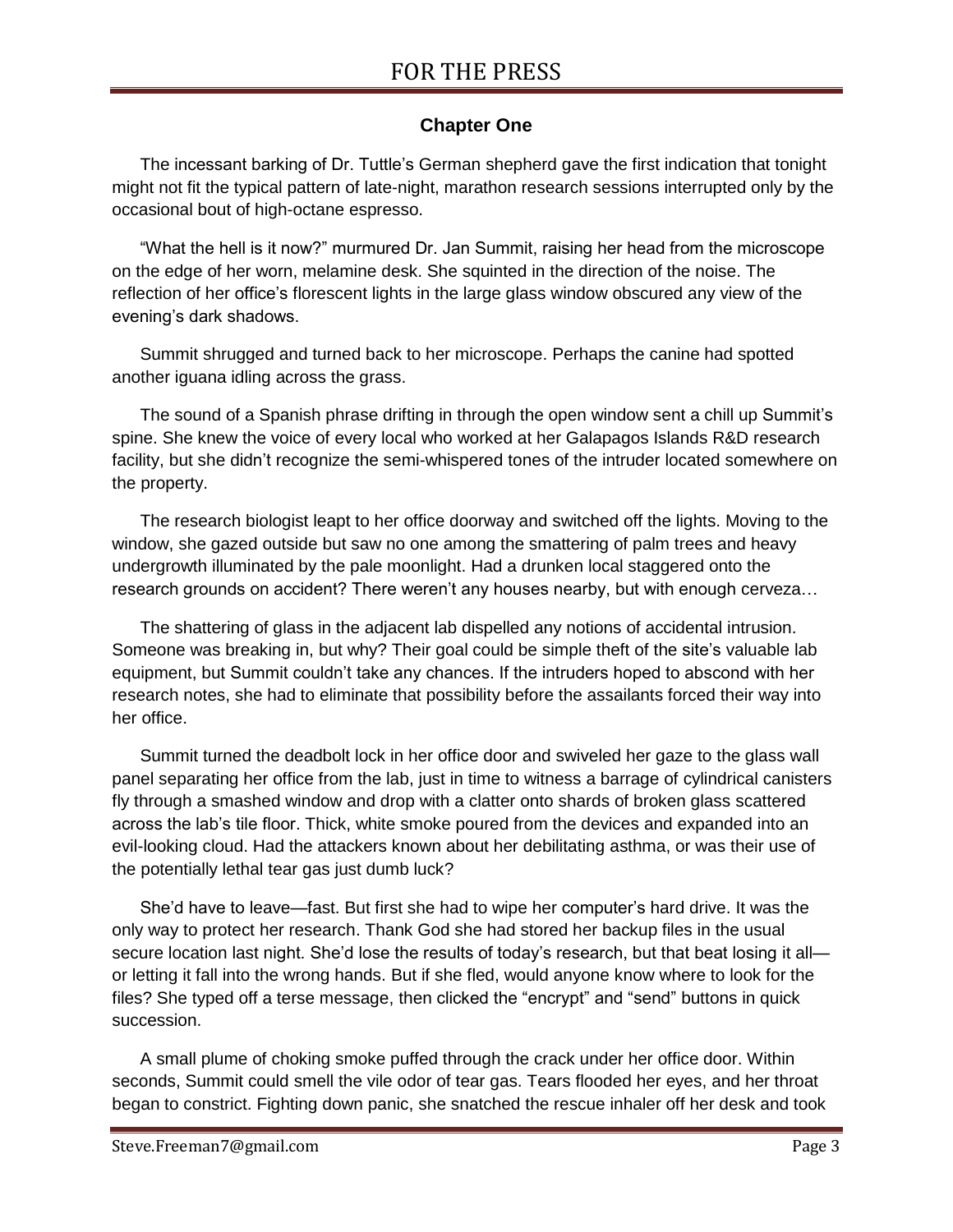## Chapter One

The incessant barking of Dr. Tuttle's German shepherd gave the first indication that tonight might not fit the typical pattern of late-night, marathon research sessions interrupted only by the occasional bout of high-octane espresso.

"What the hell is it now?" murmured Dr. Jan Summit, raising her head from the microscope on the edge of her worn, melamine desk. She squinted in the direction of the noise. The reflection of her office's florescent lights in the large glass window obscured any view of the evening's dark shadows.

Summit shrugged and turned back to her microscope. Perhaps the canine had spotted another iguana idling across the grass.

The sound of a Spanish phrase drifting in through the open window sent a chill up Summit's spine. She knew the voice of every local who worked at her Galapagos Islands R&D research facility, but she didn't recognize the semi-whispered tones of the intruder located somewhere on the property.

The research biologist leapt to her office doorway and switched off the lights. Moving to the window, she gazed outside but saw no one among the smattering of palm trees and heavy undergrowth illuminated by the pale moonlight. Had a drunken local staggered onto the research grounds on accident? There weren't any houses nearby, but with enough cerveza…

The shattering of glass in the adjacent lab dispelled any notions of accidental intrusion. Someone was breaking in, but why? Their goal could be simple theft of the site's valuable lab equipment, but Summit couldn't take any chances. If the intruders hoped to abscond with her research notes, she had to eliminate that possibility before the assailants forced their way into her office.

Summit turned the deadbolt lock in her office door and swiveled her gaze to the glass wall panel separating her office from the lab, just in time to witness a barrage of cylindrical canisters fly through a smashed window and drop with a clatter onto shards of broken glass scattered across the lab's tile floor. Thick, white smoke poured from the devices and expanded into an evil-looking cloud. Had the attackers known about her debilitating asthma, or was their use of the potentially lethal tear gas just dumb luck?

She'd have to leave—fast. But first she had to wipe her computer's hard drive. It was the only way to protect her research. Thank God she had stored her backup files in the usual secure location last night. She'd lose the results of today's research, but that beat losing it all—or letting it fall into the wrong hands. But if she fled, would anyone know where to look for the files? She typed off a terse message, then clicked the "encrypt" and "send" buttons in quick succession.

A small plume of choking smoke puffed through the crack under her office door. Within seconds, Summit could smell the vile odor of tear gas. Tears flooded her eyes, and her throat began to constrict. Fighting down panic, she snatched the rescue inhaler off her desk and took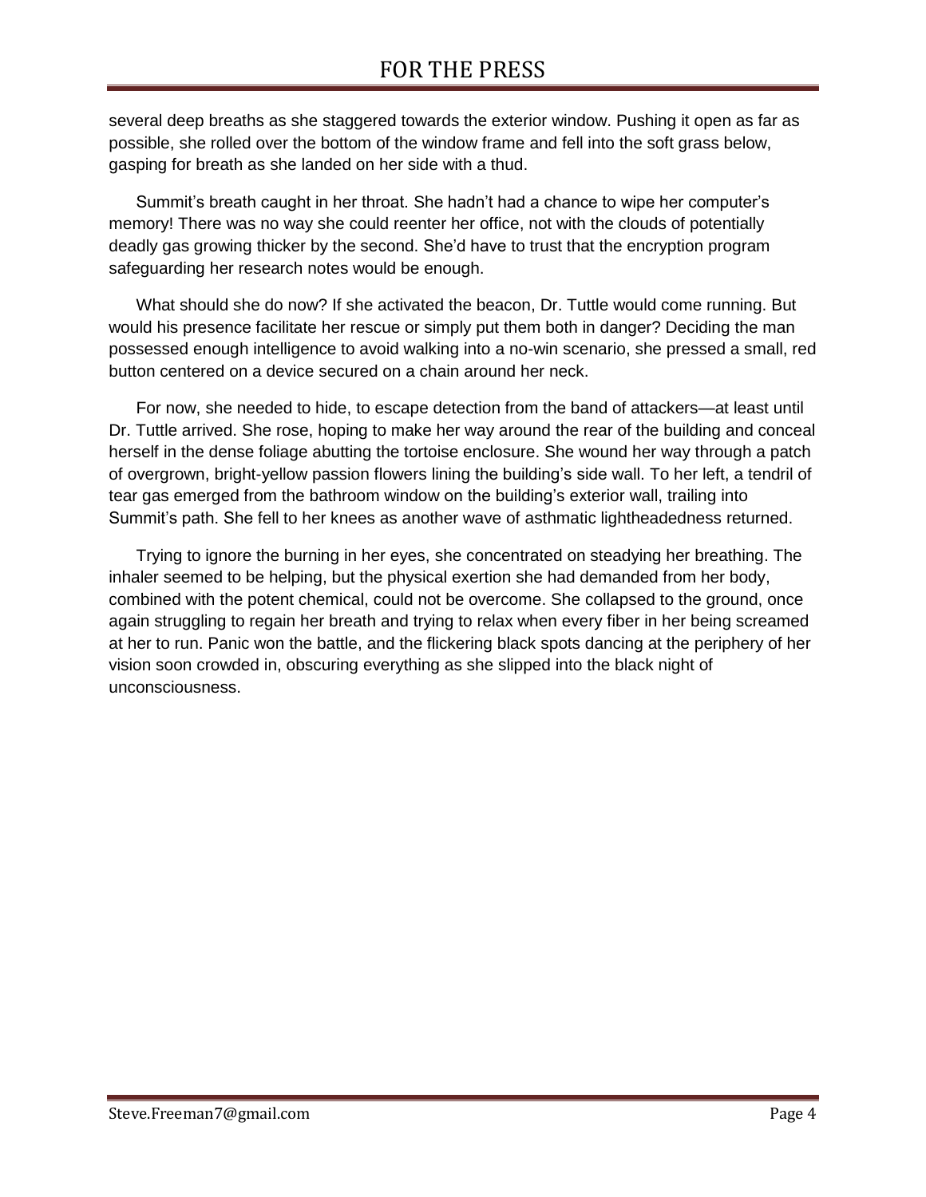several deep breaths as she staggered towards the exterior window. Pushing it open as far as possible, she rolled over the bottom of the window frame and fell into the soft grass below, gasping for breath as she landed on her side with a thud.

Summit's breath caught in her throat. She hadn't had a chance to wipe her computer's memory! There was no way she could reenter her office, not with the clouds of potentially deadly gas growing thicker by the second. She'd have to trust that the encryption program safeguarding her research notes would be enough.

What should she do now? If she activated the beacon, Dr. Tuttle would come running. But would his presence facilitate her rescue or simply put them both in danger? Deciding the man possessed enough intelligence to avoid walking into a no-win scenario, she pressed a small, red button centered on a device secured on a chain around her neck.

For now, she needed to hide, to escape detection from the band of attackers—at least until Dr. Tuttle arrived. She rose, hoping to make her way around the rear of the building and conceal herself in the dense foliage abutting the tortoise enclosure. She wound her way through a patch of overgrown, bright-yellow passion flowers lining the building's side wall. To her left, a tendril of tear gas emerged from the bathroom window on the building's exterior wall, trailing into Summit's path. She fell to her knees as another wave of asthmatic lightheadedness returned.

Trying to ignore the burning in her eyes, she concentrated on steadying her breathing. The inhaler seemed to be helping, but the physical exertion she had demanded from her body, combined with the potent chemical, could not be overcome. She collapsed to the ground, once again struggling to regain her breath and trying to relax when every fiber in her being screamed at her to run. Panic won the battle, and the flickering black spots dancing at the periphery of her vision soon crowded in, obscuring everything as she slipped into the black night of unconsciousness.